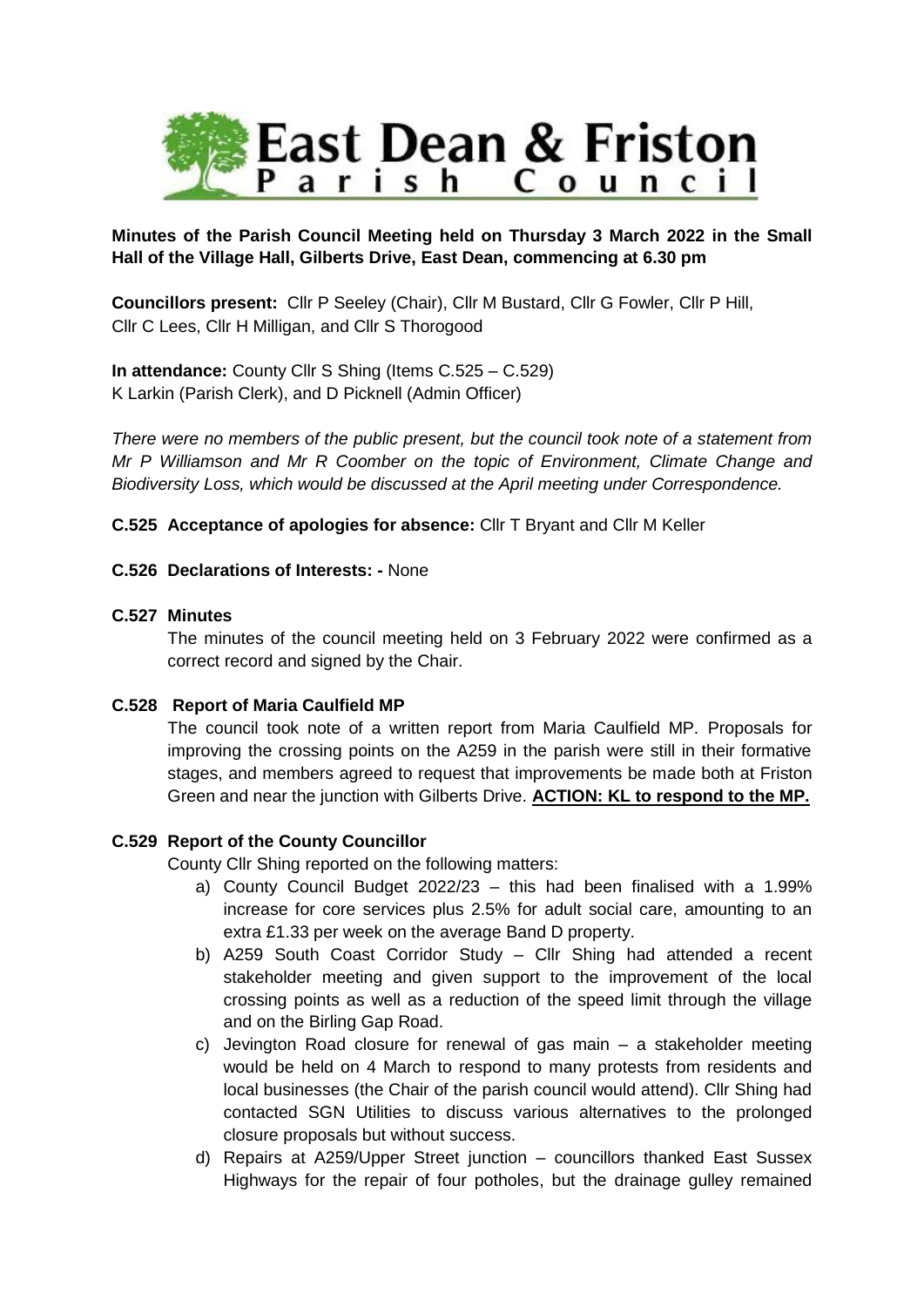# East Dean & Friston Parish Council

**Minutes of the Parish Council Meeting held on Thursday 3 March 2022 in the Small Hall of the Village Hall, Gilberts Drive, East Dean, commencing at 6.30 pm**

**Councillors present:** Cllr P Seeley (Chair), Cllr M Bustard, Cllr G Fowler, Cllr P Hill, Cllr C Lees, Cllr H Milligan, and Cllr S Thorogood

**In attendance:** County Cllr S Shing (Items C.525 – C.529)
K Larkin (Parish Clerk), and D Picknell (Admin Officer)

*There were no members of the public present, but the council took note of a statement from Mr P Williamson and Mr R Coomber on the topic of Environment, Climate Change and Biodiversity Loss, which would be discussed at the April meeting under Correspondence.*

**C.525 Acceptance of apologies for absence:** Cllr T Bryant and Cllr M Keller

**C.526 Declarations of Interests: -** None

**C.527 Minutes**

The minutes of the council meeting held on 3 February 2022 were confirmed as a correct record and signed by the Chair.

**C.528 Report of Maria Caulfield MP**

The council took note of a written report from Maria Caulfield MP. Proposals for improving the crossing points on the A259 in the parish were still in their formative stages, and members agreed to request that improvements be made both at Friston Green and near the junction with Gilberts Drive. **ACTION: KL to respond to the MP.**

**C.529 Report of the County Councillor**

County Cllr Shing reported on the following matters:

a) County Council Budget 2022/23 – this had been finalised with a 1.99% increase for core services plus 2.5% for adult social care, amounting to an extra £1.33 per week on the average Band D property.

b) A259 South Coast Corridor Study – Cllr Shing had attended a recent stakeholder meeting and given support to the improvement of the local crossing points as well as a reduction of the speed limit through the village and on the Birling Gap Road.

c) Jevington Road closure for renewal of gas main – a stakeholder meeting would be held on 4 March to respond to many protests from residents and local businesses (the Chair of the parish council would attend). Cllr Shing had contacted SGN Utilities to discuss various alternatives to the prolonged closure proposals but without success.

d) Repairs at A259/Upper Street junction – councillors thanked East Sussex Highways for the repair of four potholes, but the drainage gulley remained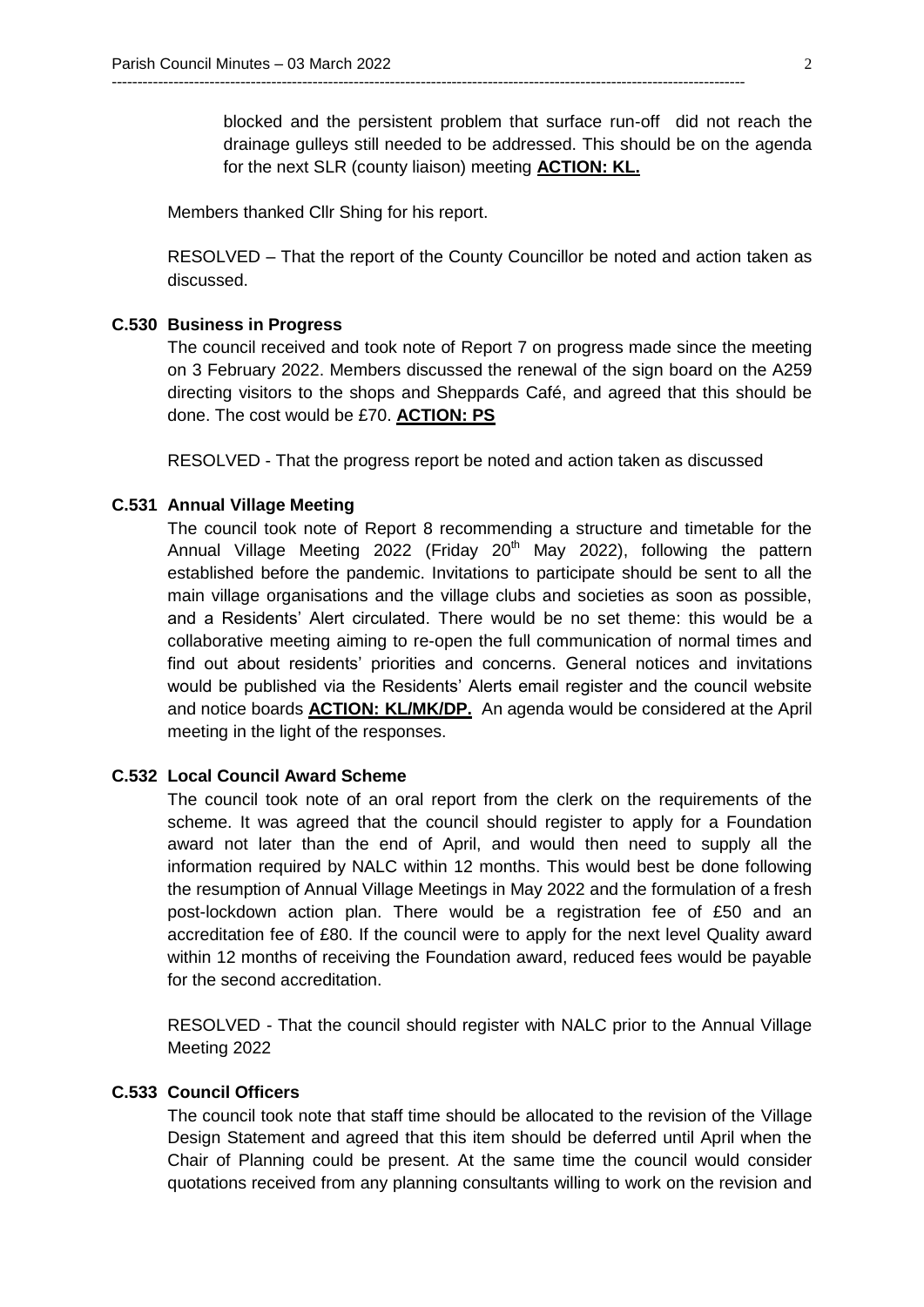blocked and the persistent problem that surface run-off did not reach the drainage gulleys still needed to be addressed. This should be on the agenda for the next SLR (county liaison) meeting **ACTION: KL.**

Members thanked Cllr Shing for his report.

RESOLVED – That the report of the County Councillor be noted and action taken as discussed.

### C.530 Business in Progress

The council received and took note of Report 7 on progress made since the meeting on 3 February 2022. Members discussed the renewal of the sign board on the A259 directing visitors to the shops and Sheppards Café, and agreed that this should be done. The cost would be £70. **ACTION: PS**

RESOLVED - That the progress report be noted and action taken as discussed

### C.531 Annual Village Meeting

The council took note of Report 8 recommending a structure and timetable for the Annual Village Meeting 2022 (Friday 20th May 2022), following the pattern established before the pandemic. Invitations to participate should be sent to all the main village organisations and the village clubs and societies as soon as possible, and a Residents' Alert circulated. There would be no set theme: this would be a collaborative meeting aiming to re-open the full communication of normal times and find out about residents' priorities and concerns. General notices and invitations would be published via the Residents' Alerts email register and the council website and notice boards **ACTION: KL/MK/DP.** An agenda would be considered at the April meeting in the light of the responses.

### C.532 Local Council Award Scheme

The council took note of an oral report from the clerk on the requirements of the scheme. It was agreed that the council should register to apply for a Foundation award not later than the end of April, and would then need to supply all the information required by NALC within 12 months. This would best be done following the resumption of Annual Village Meetings in May 2022 and the formulation of a fresh post-lockdown action plan. There would be a registration fee of £50 and an accreditation fee of £80. If the council were to apply for the next level Quality award within 12 months of receiving the Foundation award, reduced fees would be payable for the second accreditation.

RESOLVED - That the council should register with NALC prior to the Annual Village Meeting 2022

### C.533 Council Officers

The council took note that staff time should be allocated to the revision of the Village Design Statement and agreed that this item should be deferred until April when the Chair of Planning could be present. At the same time the council would consider quotations received from any planning consultants willing to work on the revision and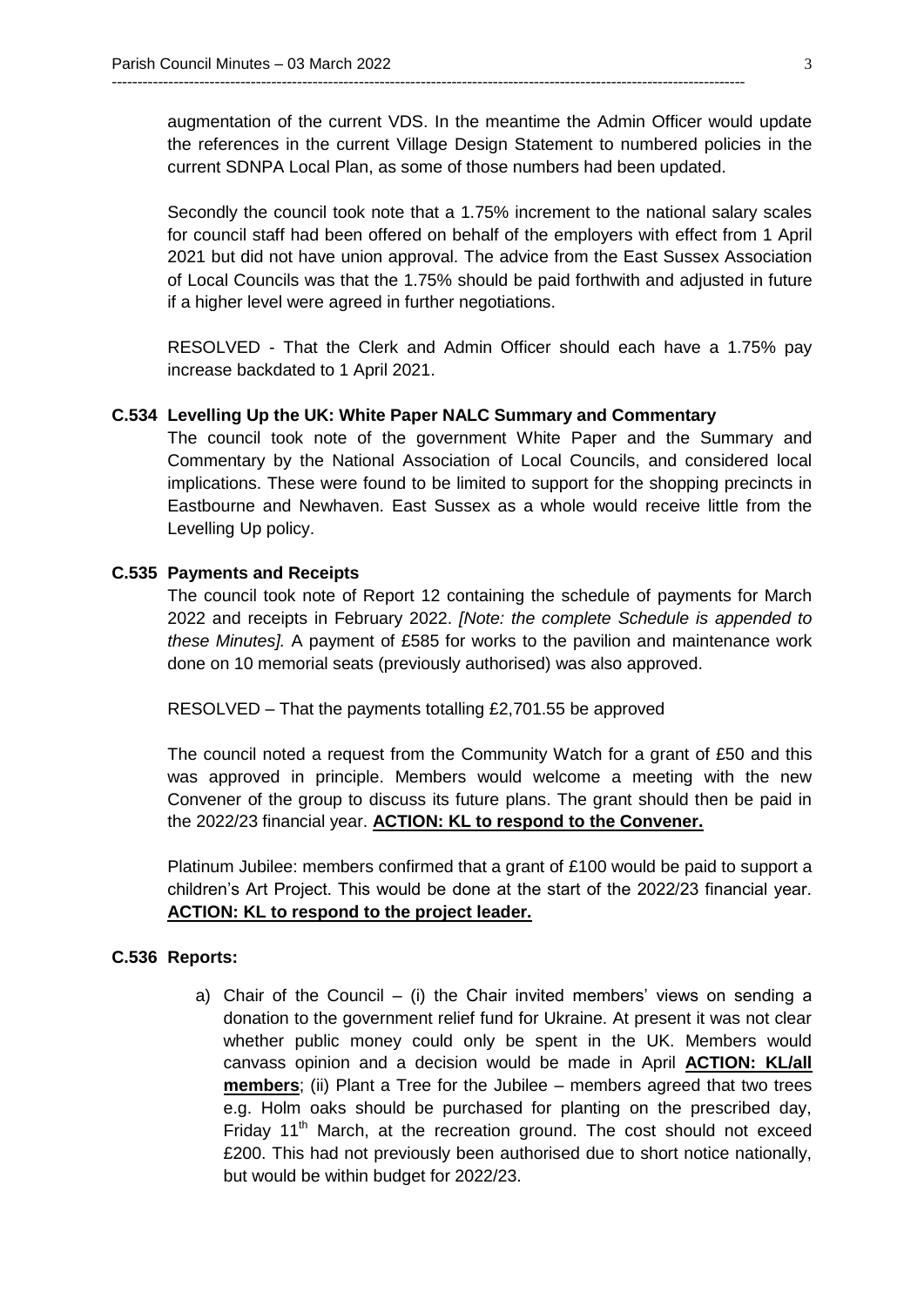augmentation of the current VDS. In the meantime the Admin Officer would update the references in the current Village Design Statement to numbered policies in the current SDNPA Local Plan, as some of those numbers had been updated.

Secondly the council took note that a 1.75% increment to the national salary scales for council staff had been offered on behalf of the employers with effect from 1 April 2021 but did not have union approval. The advice from the East Sussex Association of Local Councils was that the 1.75% should be paid forthwith and adjusted in future if a higher level were agreed in further negotiations.

RESOLVED - That the Clerk and Admin Officer should each have a 1.75% pay increase backdated to 1 April 2021.

**C.534 Levelling Up the UK: White Paper NALC Summary and Commentary**

The council took note of the government White Paper and the Summary and Commentary by the National Association of Local Councils, and considered local implications. These were found to be limited to support for the shopping precincts in Eastbourne and Newhaven. East Sussex as a whole would receive little from the Levelling Up policy.

**C.535 Payments and Receipts**

The council took note of Report 12 containing the schedule of payments for March 2022 and receipts in February 2022. *[Note: the complete Schedule is appended to these Minutes].* A payment of £585 for works to the pavilion and maintenance work done on 10 memorial seats (previously authorised) was also approved.

RESOLVED – That the payments totalling £2,701.55 be approved

The council noted a request from the Community Watch for a grant of £50 and this was approved in principle. Members would welcome a meeting with the new Convener of the group to discuss its future plans. The grant should then be paid in the 2022/23 financial year. **ACTION: KL to respond to the Convener.**

Platinum Jubilee: members confirmed that a grant of £100 would be paid to support a children's Art Project. This would be done at the start of the 2022/23 financial year. **ACTION: KL to respond to the project leader.**

**C.536 Reports:**

a) Chair of the Council – (i) the Chair invited members' views on sending a donation to the government relief fund for Ukraine. At present it was not clear whether public money could only be spent in the UK. Members would canvass opinion and a decision would be made in April **ACTION: KL/all members**; (ii) Plant a Tree for the Jubilee – members agreed that two trees e.g. Holm oaks should be purchased for planting on the prescribed day, Friday 11th March, at the recreation ground. The cost should not exceed £200. This had not previously been authorised due to short notice nationally, but would be within budget for 2022/23.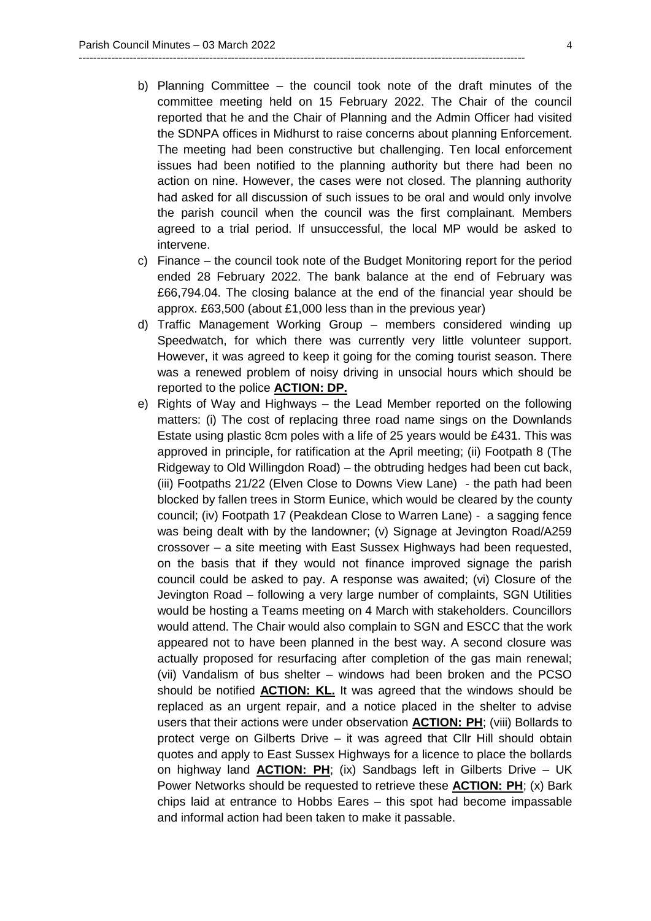b) Planning Committee – the council took note of the draft minutes of the committee meeting held on 15 February 2022. The Chair of the council reported that he and the Chair of Planning and the Admin Officer had visited the SDNPA offices in Midhurst to raise concerns about planning Enforcement. The meeting had been constructive but challenging. Ten local enforcement issues had been notified to the planning authority but there had been no action on nine. However, the cases were not closed. The planning authority had asked for all discussion of such issues to be oral and would only involve the parish council when the council was the first complainant. Members agreed to a trial period. If unsuccessful, the local MP would be asked to intervene.

c) Finance – the council took note of the Budget Monitoring report for the period ended 28 February 2022. The bank balance at the end of February was £66,794.04. The closing balance at the end of the financial year should be approx. £63,500 (about £1,000 less than in the previous year)

d) Traffic Management Working Group – members considered winding up Speedwatch, for which there was currently very little volunteer support. However, it was agreed to keep it going for the coming tourist season. There was a renewed problem of noisy driving in unsocial hours which should be reported to the police **ACTION: DP.**

e) Rights of Way and Highways – the Lead Member reported on the following matters: (i) The cost of replacing three road name sings on the Downlands Estate using plastic 8cm poles with a life of 25 years would be £431. This was approved in principle, for ratification at the April meeting; (ii) Footpath 8 (The Ridgeway to Old Willingdon Road) – the obtruding hedges had been cut back, (iii) Footpaths 21/22 (Elven Close to Downs View Lane) - the path had been blocked by fallen trees in Storm Eunice, which would be cleared by the county council; (iv) Footpath 17 (Peakdean Close to Warren Lane) - a sagging fence was being dealt with by the landowner; (v) Signage at Jevington Road/A259 crossover – a site meeting with East Sussex Highways had been requested, on the basis that if they would not finance improved signage the parish council could be asked to pay. A response was awaited; (vi) Closure of the Jevington Road – following a very large number of complaints, SGN Utilities would be hosting a Teams meeting on 4 March with stakeholders. Councillors would attend. The Chair would also complain to SGN and ESCC that the work appeared not to have been planned in the best way. A second closure was actually proposed for resurfacing after completion of the gas main renewal; (vii) Vandalism of bus shelter – windows had been broken and the PCSO should be notified **ACTION: KL.** It was agreed that the windows should be replaced as an urgent repair, and a notice placed in the shelter to advise users that their actions were under observation **ACTION: PH**; (viii) Bollards to protect verge on Gilberts Drive – it was agreed that Cllr Hill should obtain quotes and apply to East Sussex Highways for a licence to place the bollards on highway land **ACTION: PH**; (ix) Sandbags left in Gilberts Drive – UK Power Networks should be requested to retrieve these **ACTION: PH**; (x) Bark chips laid at entrance to Hobbs Eares – this spot had become impassable and informal action had been taken to make it passable.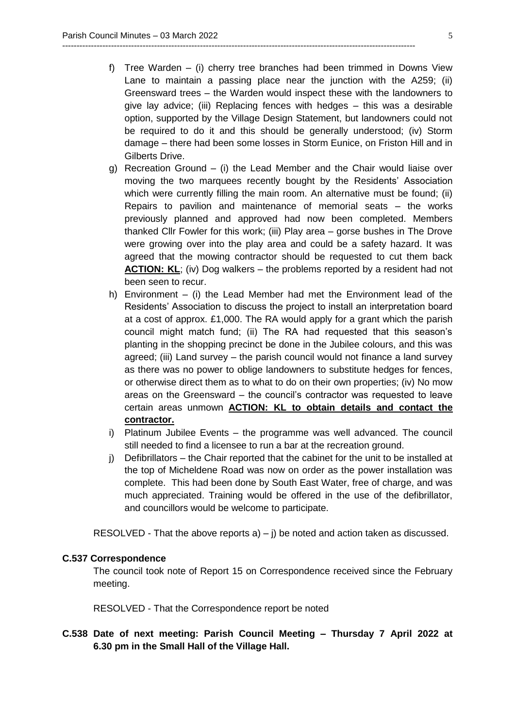f) Tree Warden – (i) cherry tree branches had been trimmed in Downs View Lane to maintain a passing place near the junction with the A259; (ii) Greensward trees – the Warden would inspect these with the landowners to give lay advice; (iii) Replacing fences with hedges – this was a desirable option, supported by the Village Design Statement, but landowners could not be required to do it and this should be generally understood; (iv) Storm damage – there had been some losses in Storm Eunice, on Friston Hill and in Gilberts Drive.

g) Recreation Ground – (i) the Lead Member and the Chair would liaise over moving the two marquees recently bought by the Residents' Association which were currently filling the main room. An alternative must be found; (ii) Repairs to pavilion and maintenance of memorial seats – the works previously planned and approved had now been completed. Members thanked Cllr Fowler for this work; (iii) Play area – gorse bushes in The Drove were growing over into the play area and could be a safety hazard. It was agreed that the mowing contractor should be requested to cut them back **ACTION: KL**; (iv) Dog walkers – the problems reported by a resident had not been seen to recur.

h) Environment – (i) the Lead Member had met the Environment lead of the Residents' Association to discuss the project to install an interpretation board at a cost of approx. £1,000. The RA would apply for a grant which the parish council might match fund; (ii) The RA had requested that this season's planting in the shopping precinct be done in the Jubilee colours, and this was agreed; (iii) Land survey – the parish council would not finance a land survey as there was no power to oblige landowners to substitute hedges for fences, or otherwise direct them as to what to do on their own properties; (iv) No mow areas on the Greensward – the council's contractor was requested to leave certain areas unmown **ACTION: KL to obtain details and contact the contractor.**

i) Platinum Jubilee Events – the programme was well advanced. The council still needed to find a licensee to run a bar at the recreation ground.

j) Defibrillators – the Chair reported that the cabinet for the unit to be installed at the top of Micheldene Road was now on order as the power installation was complete. This had been done by South East Water, free of charge, and was much appreciated. Training would be offered in the use of the defibrillator, and councillors would be welcome to participate.

RESOLVED - That the above reports a) – j) be noted and action taken as discussed.

**C.537 Correspondence**

The council took note of Report 15 on Correspondence received since the February meeting.

RESOLVED - That the Correspondence report be noted

**C.538 Date of next meeting: Parish Council Meeting – Thursday 7 April 2022 at 6.30 pm in the Small Hall of the Village Hall.**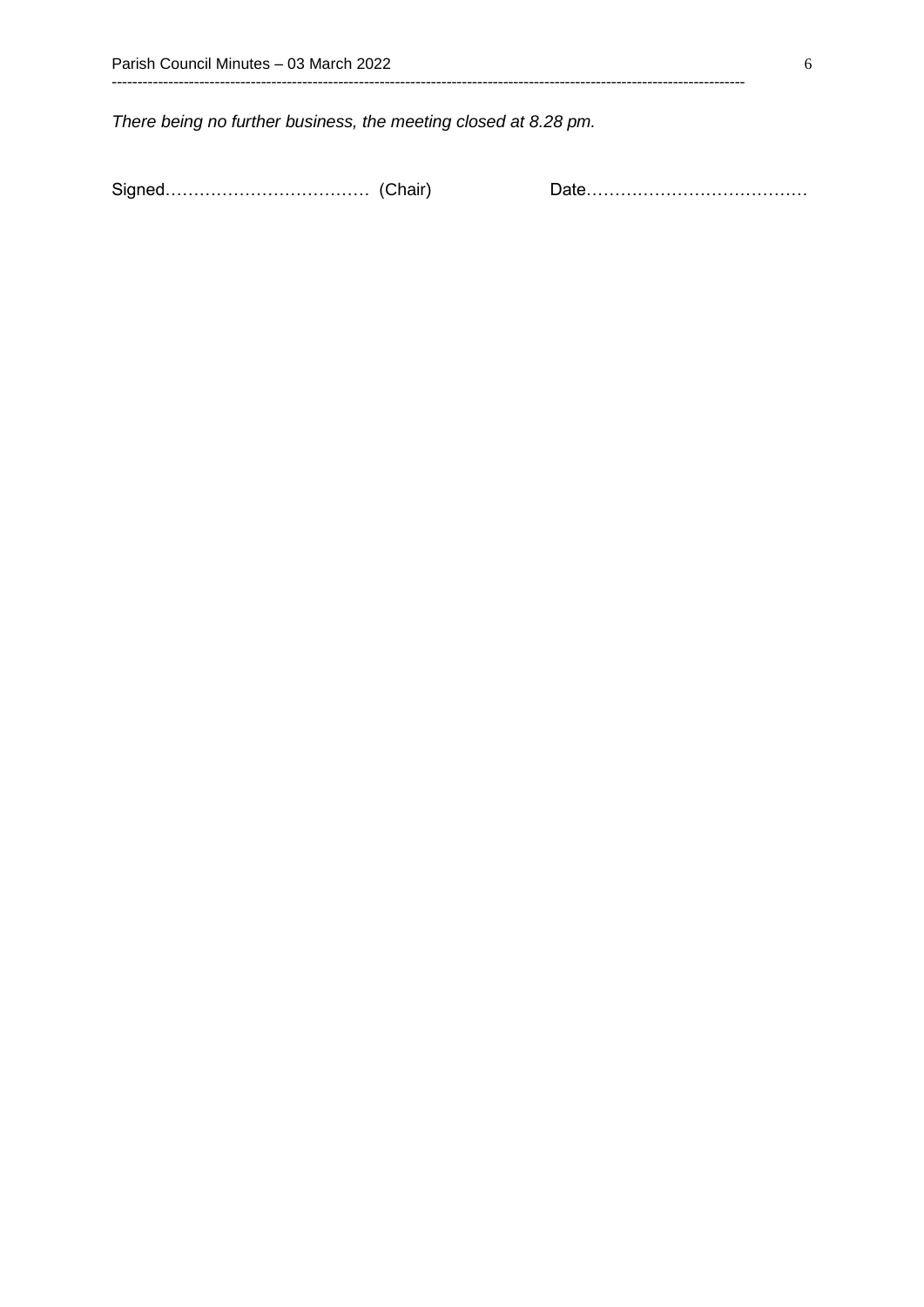*There being no further business, the meeting closed at 8.28 pm.*

Signed……………………………… (Chair) Date…………………………………